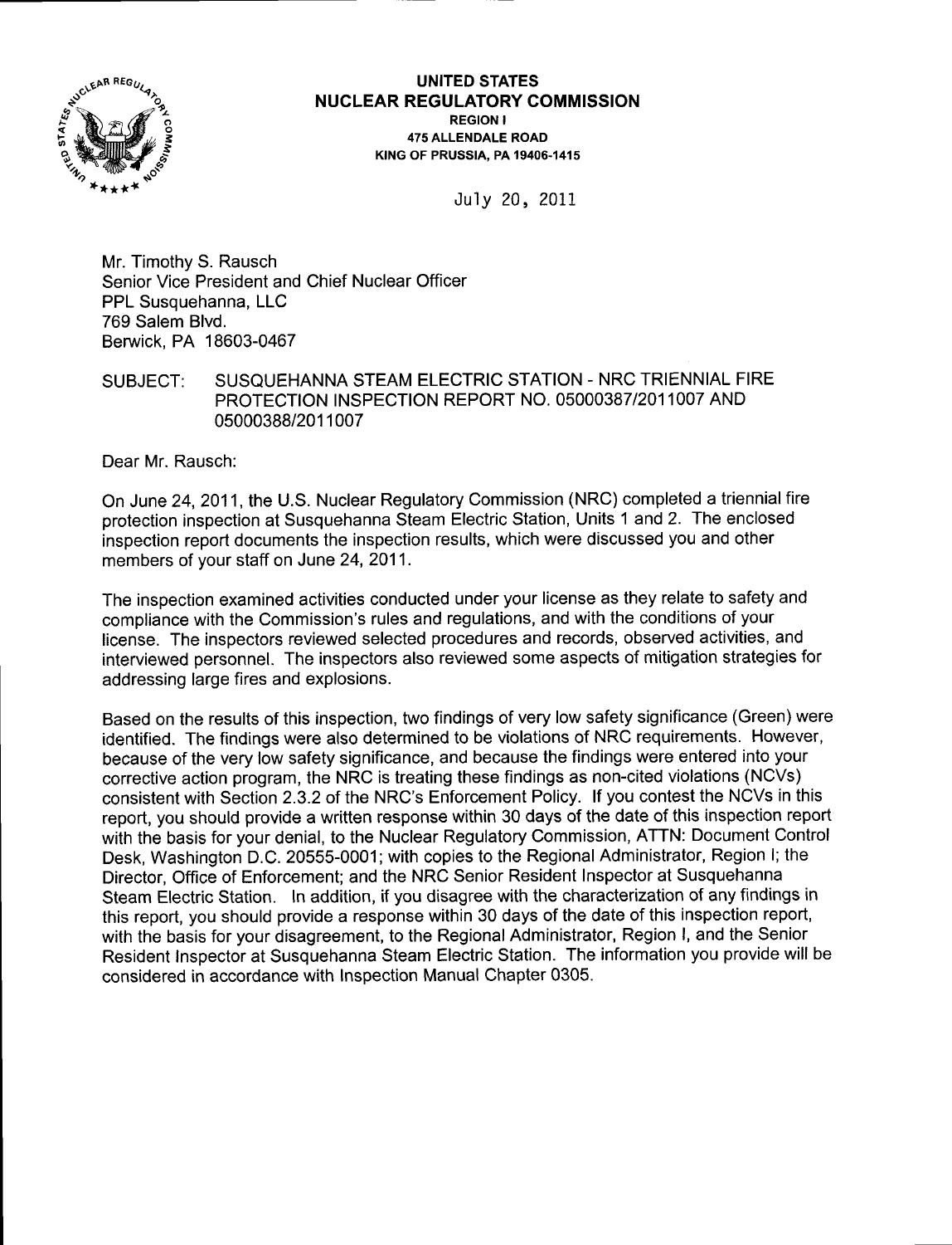**UNITED STATES**
**NUCLEAR REGULATORY COMMISSION**
REGION I
475 ALLENDALE ROAD
KING OF PRUSSIA, PA 19406-1415

July 20, 2011

Mr. Timothy S. Rausch
Senior Vice President and Chief Nuclear Officer
PPL Susquehanna, LLC
769 Salem Blvd.
Berwick, PA 18603-0467

SUBJECT: SUSQUEHANNA STEAM ELECTRIC STATION - NRC TRIENNIAL FIRE PROTECTION INSPECTION REPORT NO. 05000387/2011007 AND 05000388/2011007

Dear Mr. Rausch:

On June 24, 2011, the U.S. Nuclear Regulatory Commission (NRC) completed a triennial fire protection inspection at Susquehanna Steam Electric Station, Units 1 and 2. The enclosed inspection report documents the inspection results, which were discussed you and other members of your staff on June 24, 2011.

The inspection examined activities conducted under your license as they relate to safety and compliance with the Commission's rules and regulations, and with the conditions of your license. The inspectors reviewed selected procedures and records, observed activities, and interviewed personnel. The inspectors also reviewed some aspects of mitigation strategies for addressing large fires and explosions.

Based on the results of this inspection, two findings of very low safety significance (Green) were identified. The findings were also determined to be violations of NRC requirements. However, because of the very low safety significance, and because the findings were entered into your corrective action program, the NRC is treating these findings as non-cited violations (NCVs) consistent with Section 2.3.2 of the NRC's Enforcement Policy. If you contest the NCVs in this report, you should provide a written response within 30 days of the date of this inspection report with the basis for your denial, to the Nuclear Regulatory Commission, ATTN: Document Control Desk, Washington D.C. 20555-0001; with copies to the Regional Administrator, Region I; the Director, Office of Enforcement; and the NRC Senior Resident Inspector at Susquehanna Steam Electric Station. In addition, if you disagree with the characterization of any findings in this report, you should provide a response within 30 days of the date of this inspection report, with the basis for your disagreement, to the Regional Administrator, Region I, and the Senior Resident Inspector at Susquehanna Steam Electric Station. The information you provide will be considered in accordance with Inspection Manual Chapter 0305.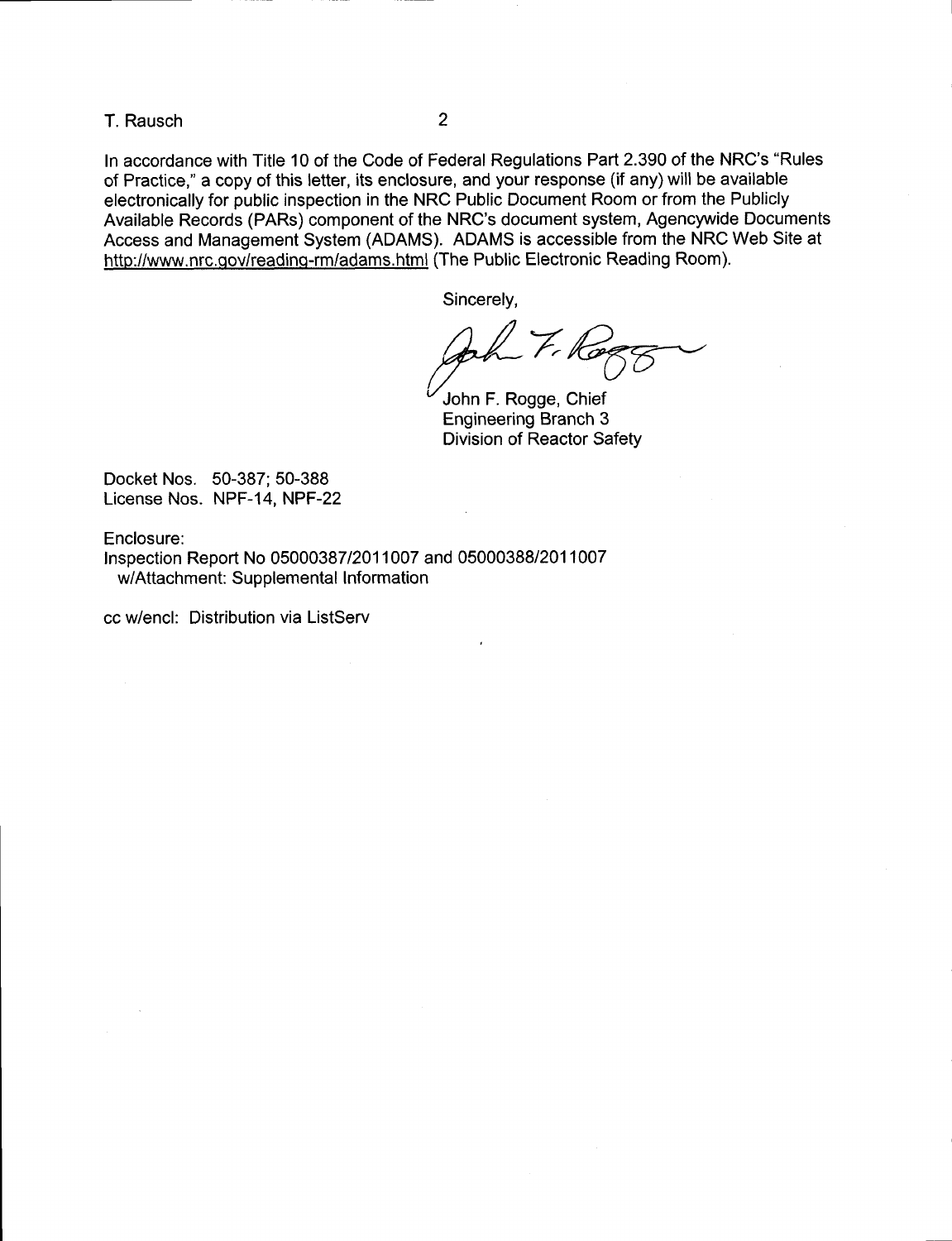In accordance with Title 10 of the Code of Federal Regulations Part 2.390 of the NRC's "Rules of Practice," a copy of this letter, its enclosure, and your response (if any) will be available electronically for public inspection in the NRC Public Document Room or from the Publicly Available Records (PARs) component of the NRC's document system, Agencywide Documents Access and Management System (ADAMS). ADAMS is accessible from the NRC Web Site at http://www.nrc.gov/reading-rm/adams.html (The Public Electronic Reading Room).

Sincerely,

John F. Rogge, Chief
Engineering Branch 3
Division of Reactor Safety

Docket Nos. 50-387; 50-388
License Nos. NPF-14, NPF-22

Enclosure:
Inspection Report No 05000387/2011007 and 05000388/2011007
w/Attachment: Supplemental Information

cc w/encl: Distribution via ListServ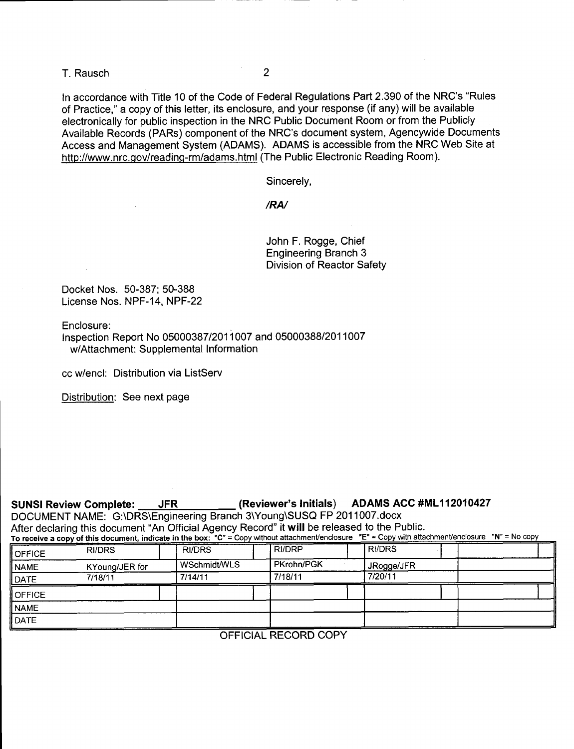T. Rausch

In accordance with Title 10 of the Code of Federal Regulations Part 2.390 of the NRC's "Rules of Practice," a copy of this letter, its enclosure, and your response (if any) will be available electronically for public inspection in the NRC Public Document Room or from the Publicly Available Records (PARs) component of the NRC's document system, Agencywide Documents Access and Management System (ADAMS). ADAMS is accessible from the NRC Web Site at http://www.nrc.gov/reading-rm/adams.html (The Public Electronic Reading Room).

Sincerely,

***/RA/***

John F. Rogge, Chief
Engineering Branch 3
Division of Reactor Safety

Docket Nos. 50-387; 50-388
License Nos. NPF-14, NPF-22

Enclosure:
Inspection Report No 05000387/2011007 and 05000388/2011007
w/Attachment: Supplemental Information

cc w/encl: Distribution via ListServ

Distribution: See next page

**SUNSI Review Complete: \_\_\_JFR\_\_\_\_\_\_\_\_\_ (Reviewer's Initials) ADAMS ACC #ML112010427**

DOCUMENT NAME: G:\DRS\Engineering Branch 3\Young\SUSQ FP 2011007.docx

After declaring this document "An Official Agency Record" it **will** be released to the Public.

**To receive a copy of this document, indicate in the box: "C" = Copy without attachment/enclosure "E" = Copy with attachment/enclosure "N" = No copy**

| OFFICE | RI/DRS | RI/DRS | RI/DRP | RI/DRS | |
|---|---|---|---|---|---|
| NAME | KYoung/JER for | WSchmidt/WLS | PKrohn/PGK | JRogge/JFR | |
| DATE | 7/18/11 | 7/14/11 | 7/18/11 | 7/20/11 | |
| OFFICE | | | | | |
| NAME | | | | | |
| DATE | | | | | |

OFFICIAL RECORD COPY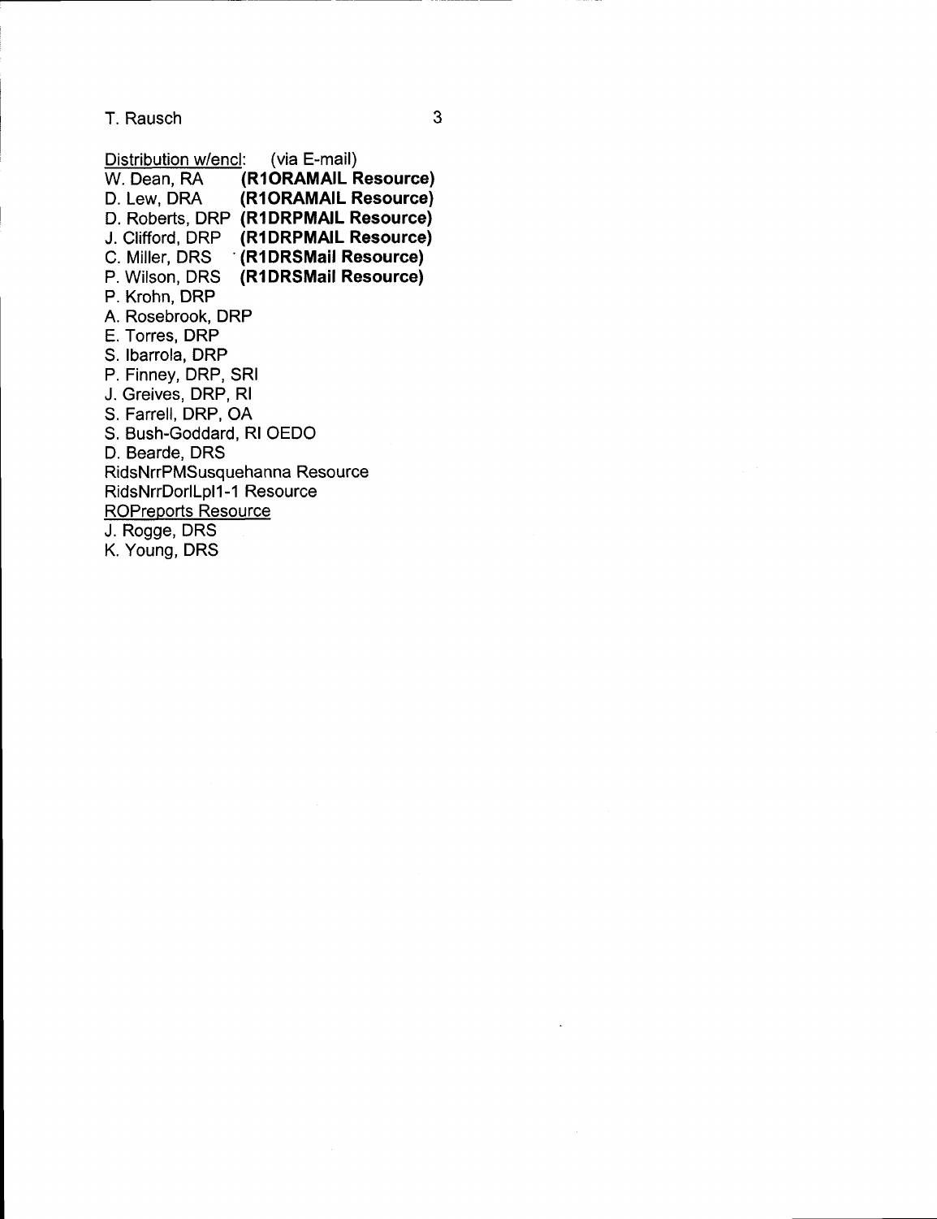Distribution w/encl: (via E-mail)
W. Dean, RA **(R1ORAMAIL Resource)**
D. Lew, DRA **(R1ORAMAIL Resource)**
D. Roberts, DRP **(R1DRPMAIL Resource)**
J. Clifford, DRP **(R1DRPMAIL Resource)**
C. Miller, DRS **(R1DRSMail Resource)**
P. Wilson, DRS **(R1DRSMail Resource)**
P. Krohn, DRP
A. Rosebrook, DRP
E. Torres, DRP
S. Ibarrola, DRP
P. Finney, DRP, SRI
J. Greives, DRP, RI
S. Farrell, DRP, OA
S. Bush-Goddard, RI OEDO
D. Bearde, DRS
RidsNrrPMSusquehanna Resource
RidsNrrDorlLpl1-1 Resource
ROPreports Resource
J. Rogge, DRS
K. Young, DRS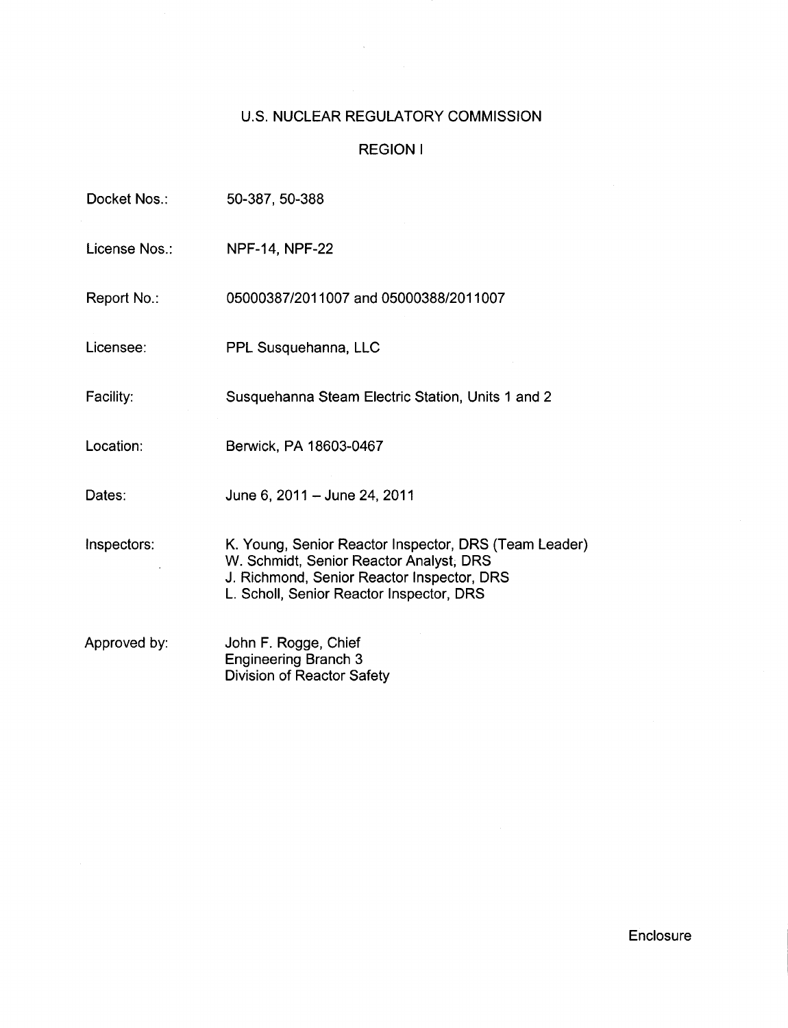# U.S. NUCLEAR REGULATORY COMMISSION

## REGION I

| | |
|---|---|
| Docket Nos.: | 50-387, 50-388 |
| License Nos.: | NPF-14, NPF-22 |
| Report No.: | 05000387/2011007 and 05000388/2011007 |
| Licensee: | PPL Susquehanna, LLC |
| Facility: | Susquehanna Steam Electric Station, Units 1 and 2 |
| Location: | Berwick, PA 18603-0467 |
| Dates: | June 6, 2011 – June 24, 2011 |
| Inspectors: | K. Young, Senior Reactor Inspector, DRS (Team Leader)<br>W. Schmidt, Senior Reactor Analyst, DRS<br>J. Richmond, Senior Reactor Inspector, DRS<br>L. Scholl, Senior Reactor Inspector, DRS |
| Approved by: | John F. Rogge, Chief<br>Engineering Branch 3<br>Division of Reactor Safety |

Enclosure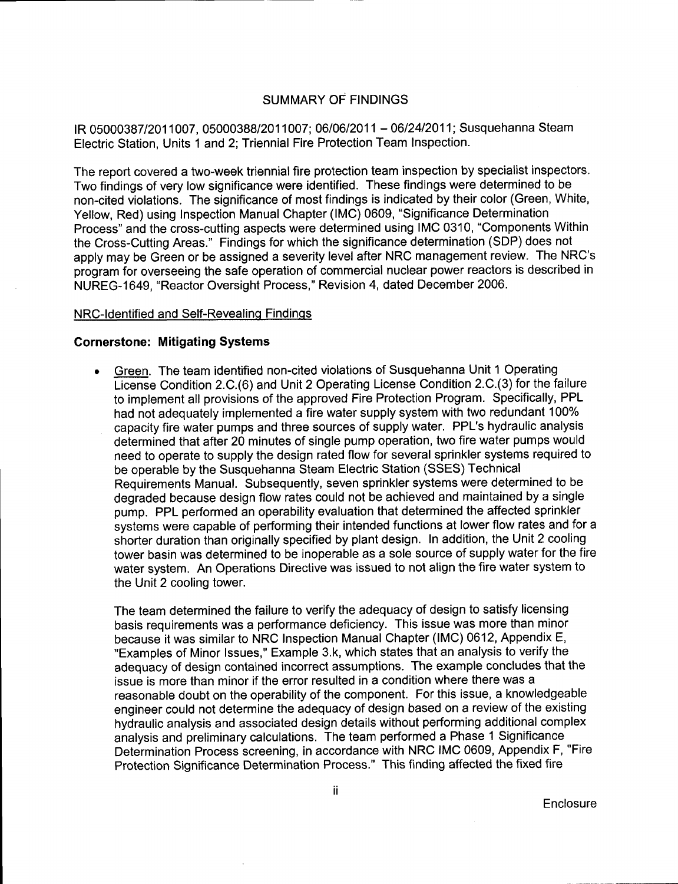## SUMMARY OF FINDINGS

IR 05000387/2011007, 05000388/2011007; 06/06/2011 – 06/24/2011; Susquehanna Steam Electric Station, Units 1 and 2; Triennial Fire Protection Team Inspection.

The report covered a two-week triennial fire protection team inspection by specialist inspectors. Two findings of very low significance were identified. These findings were determined to be non-cited violations. The significance of most findings is indicated by their color (Green, White, Yellow, Red) using Inspection Manual Chapter (IMC) 0609, "Significance Determination Process" and the cross-cutting aspects were determined using IMC 0310, "Components Within the Cross-Cutting Areas." Findings for which the significance determination (SDP) does not apply may be Green or be assigned a severity level after NRC management review. The NRC's program for overseeing the safe operation of commercial nuclear power reactors is described in NUREG-1649, "Reactor Oversight Process," Revision 4, dated December 2006.

### NRC-Identified and Self-Revealing Findings

### Cornerstone: Mitigating Systems

- Green. The team identified non-cited violations of Susquehanna Unit 1 Operating License Condition 2.C.(6) and Unit 2 Operating License Condition 2.C.(3) for the failure to implement all provisions of the approved Fire Protection Program. Specifically, PPL had not adequately implemented a fire water supply system with two redundant 100% capacity fire water pumps and three sources of supply water. PPL's hydraulic analysis determined that after 20 minutes of single pump operation, two fire water pumps would need to operate to supply the design rated flow for several sprinkler systems required to be operable by the Susquehanna Steam Electric Station (SSES) Technical Requirements Manual. Subsequently, seven sprinkler systems were determined to be degraded because design flow rates could not be achieved and maintained by a single pump. PPL performed an operability evaluation that determined the affected sprinkler systems were capable of performing their intended functions at lower flow rates and for a shorter duration than originally specified by plant design. In addition, the Unit 2 cooling tower basin was determined to be inoperable as a sole source of supply water for the fire water system. An Operations Directive was issued to not align the fire water system to the Unit 2 cooling tower.

  The team determined the failure to verify the adequacy of design to satisfy licensing basis requirements was a performance deficiency. This issue was more than minor because it was similar to NRC Inspection Manual Chapter (IMC) 0612, Appendix E, "Examples of Minor Issues," Example 3.k, which states that an analysis to verify the adequacy of design contained incorrect assumptions. The example concludes that the issue is more than minor if the error resulted in a condition where there was a reasonable doubt on the operability of the component. For this issue, a knowledgeable engineer could not determine the adequacy of design based on a review of the existing hydraulic analysis and associated design details without performing additional complex analysis and preliminary calculations. The team performed a Phase 1 Significance Determination Process screening, in accordance with NRC IMC 0609, Appendix F, "Fire Protection Significance Determination Process." This finding affected the fixed fire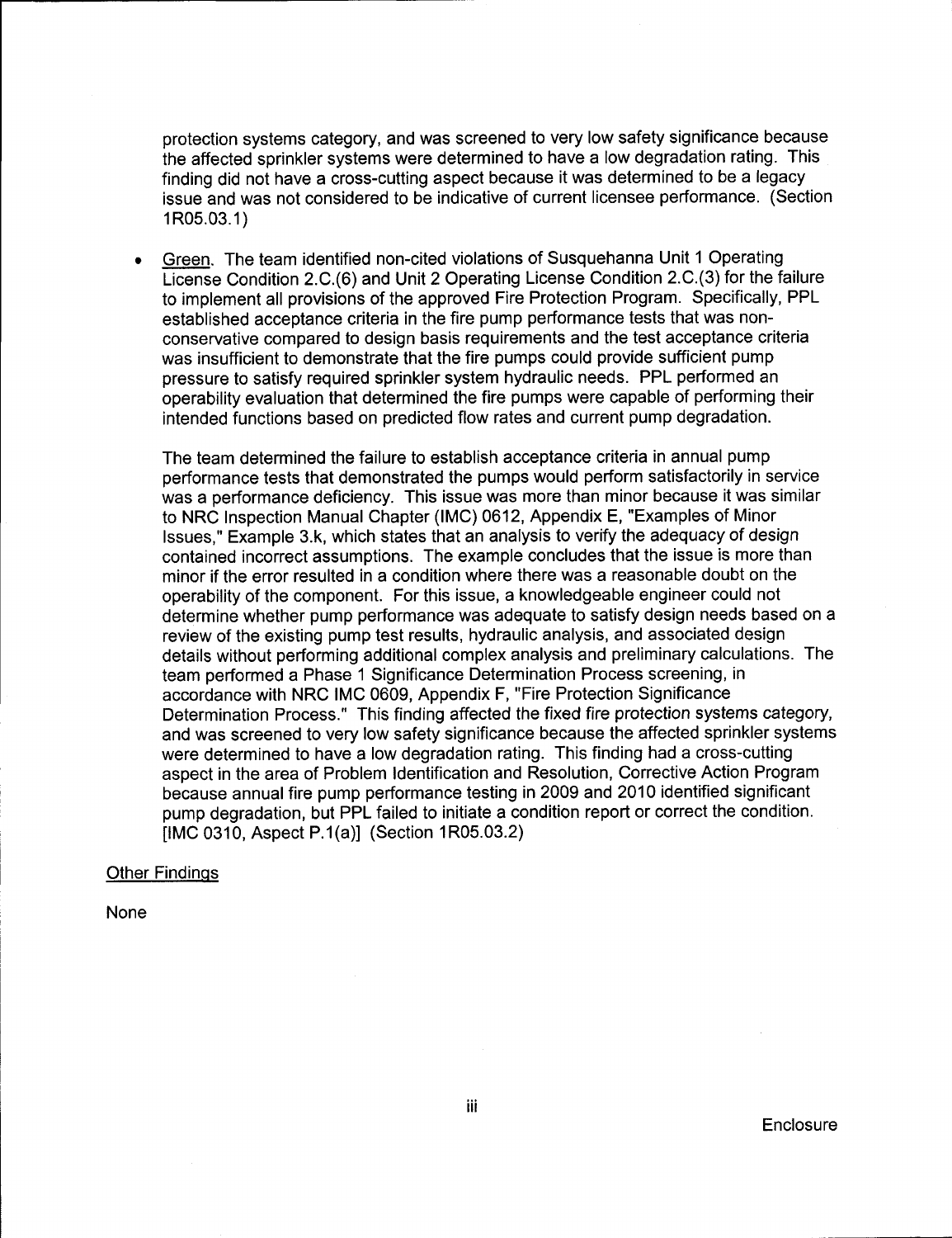protection systems category, and was screened to very low safety significance because the affected sprinkler systems were determined to have a low degradation rating. This finding did not have a cross-cutting aspect because it was determined to be a legacy issue and was not considered to be indicative of current licensee performance. (Section 1R05.03.1)

- Green. The team identified non-cited violations of Susquehanna Unit 1 Operating License Condition 2.C.(6) and Unit 2 Operating License Condition 2.C.(3) for the failure to implement all provisions of the approved Fire Protection Program. Specifically, PPL established acceptance criteria in the fire pump performance tests that was non-conservative compared to design basis requirements and the test acceptance criteria was insufficient to demonstrate that the fire pumps could provide sufficient pump pressure to satisfy required sprinkler system hydraulic needs. PPL performed an operability evaluation that determined the fire pumps were capable of performing their intended functions based on predicted flow rates and current pump degradation.

  The team determined the failure to establish acceptance criteria in annual pump performance tests that demonstrated the pumps would perform satisfactorily in service was a performance deficiency. This issue was more than minor because it was similar to NRC Inspection Manual Chapter (IMC) 0612, Appendix E, "Examples of Minor Issues," Example 3.k, which states that an analysis to verify the adequacy of design contained incorrect assumptions. The example concludes that the issue is more than minor if the error resulted in a condition where there was a reasonable doubt on the operability of the component. For this issue, a knowledgeable engineer could not determine whether pump performance was adequate to satisfy design needs based on a review of the existing pump test results, hydraulic analysis, and associated design details without performing additional complex analysis and preliminary calculations. The team performed a Phase 1 Significance Determination Process screening, in accordance with NRC IMC 0609, Appendix F, "Fire Protection Significance Determination Process." This finding affected the fixed fire protection systems category, and was screened to very low safety significance because the affected sprinkler systems were determined to have a low degradation rating. This finding had a cross-cutting aspect in the area of Problem Identification and Resolution, Corrective Action Program because annual fire pump performance testing in 2009 and 2010 identified significant pump degradation, but PPL failed to initiate a condition report or correct the condition. [IMC 0310, Aspect P.1(a)] (Section 1R05.03.2)

Other Findings

None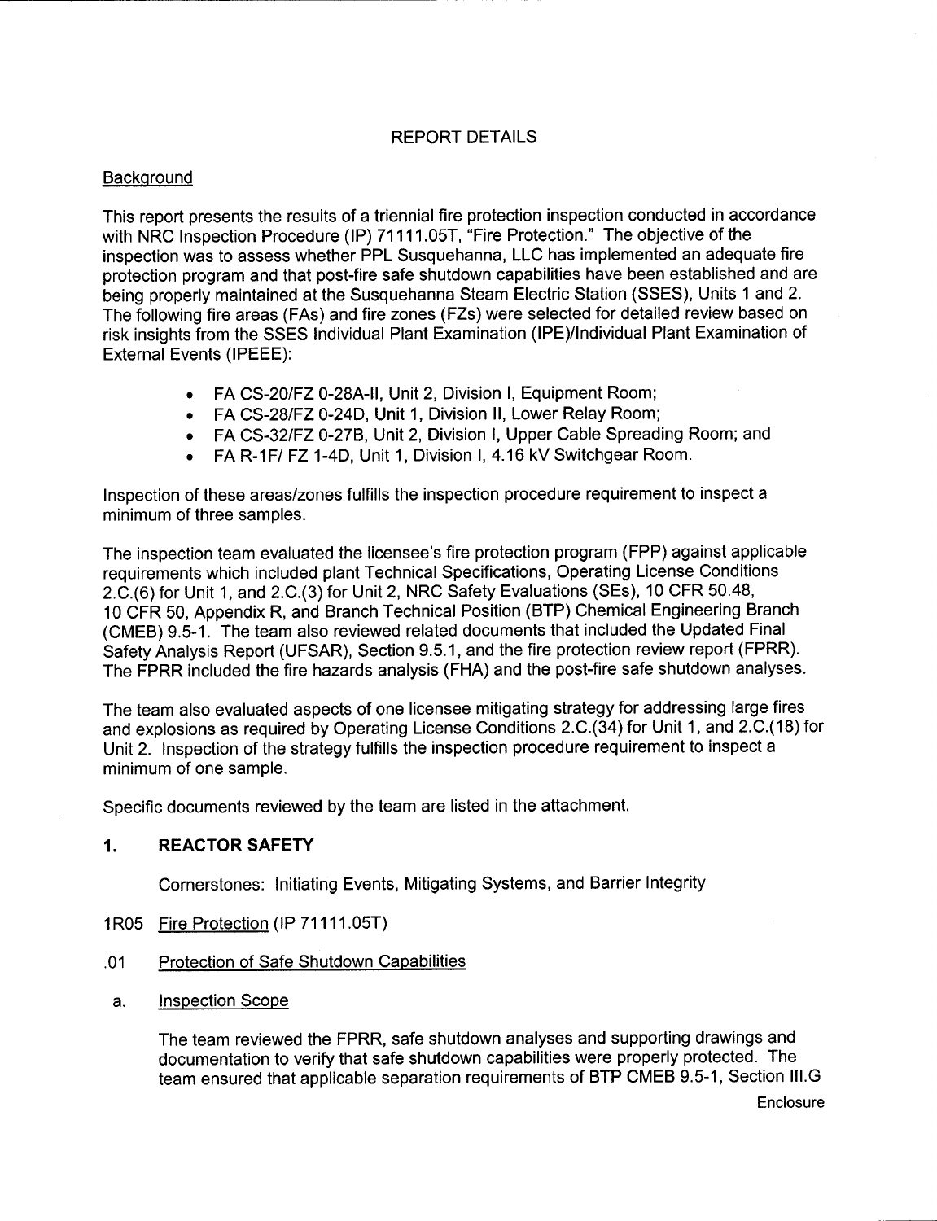## REPORT DETAILS

Background

This report presents the results of a triennial fire protection inspection conducted in accordance with NRC Inspection Procedure (IP) 71111.05T, "Fire Protection." The objective of the inspection was to assess whether PPL Susquehanna, LLC has implemented an adequate fire protection program and that post-fire safe shutdown capabilities have been established and are being properly maintained at the Susquehanna Steam Electric Station (SSES), Units 1 and 2. The following fire areas (FAs) and fire zones (FZs) were selected for detailed review based on risk insights from the SSES Individual Plant Examination (IPE)/Individual Plant Examination of External Events (IPEEE):

- FA CS-20/FZ 0-28A-II, Unit 2, Division I, Equipment Room;
- FA CS-28/FZ 0-24D, Unit 1, Division II, Lower Relay Room;
- FA CS-32/FZ 0-27B, Unit 2, Division I, Upper Cable Spreading Room; and
- FA R-1F/ FZ 1-4D, Unit 1, Division I, 4.16 kV Switchgear Room.

Inspection of these areas/zones fulfills the inspection procedure requirement to inspect a minimum of three samples.

The inspection team evaluated the licensee's fire protection program (FPP) against applicable requirements which included plant Technical Specifications, Operating License Conditions 2.C.(6) for Unit 1, and 2.C.(3) for Unit 2, NRC Safety Evaluations (SEs), 10 CFR 50.48, 10 CFR 50, Appendix R, and Branch Technical Position (BTP) Chemical Engineering Branch (CMEB) 9.5-1. The team also reviewed related documents that included the Updated Final Safety Analysis Report (UFSAR), Section 9.5.1, and the fire protection review report (FPRR). The FPRR included the fire hazards analysis (FHA) and the post-fire safe shutdown analyses.

The team also evaluated aspects of one licensee mitigating strategy for addressing large fires and explosions as required by Operating License Conditions 2.C.(34) for Unit 1, and 2.C.(18) for Unit 2. Inspection of the strategy fulfills the inspection procedure requirement to inspect a minimum of one sample.

Specific documents reviewed by the team are listed in the attachment.

## 1. REACTOR SAFETY

Cornerstones: Initiating Events, Mitigating Systems, and Barrier Integrity

1R05 Fire Protection (IP 71111.05T)

.01 Protection of Safe Shutdown Capabilities

a. Inspection Scope

The team reviewed the FPRR, safe shutdown analyses and supporting drawings and documentation to verify that safe shutdown capabilities were properly protected. The team ensured that applicable separation requirements of BTP CMEB 9.5-1, Section III.G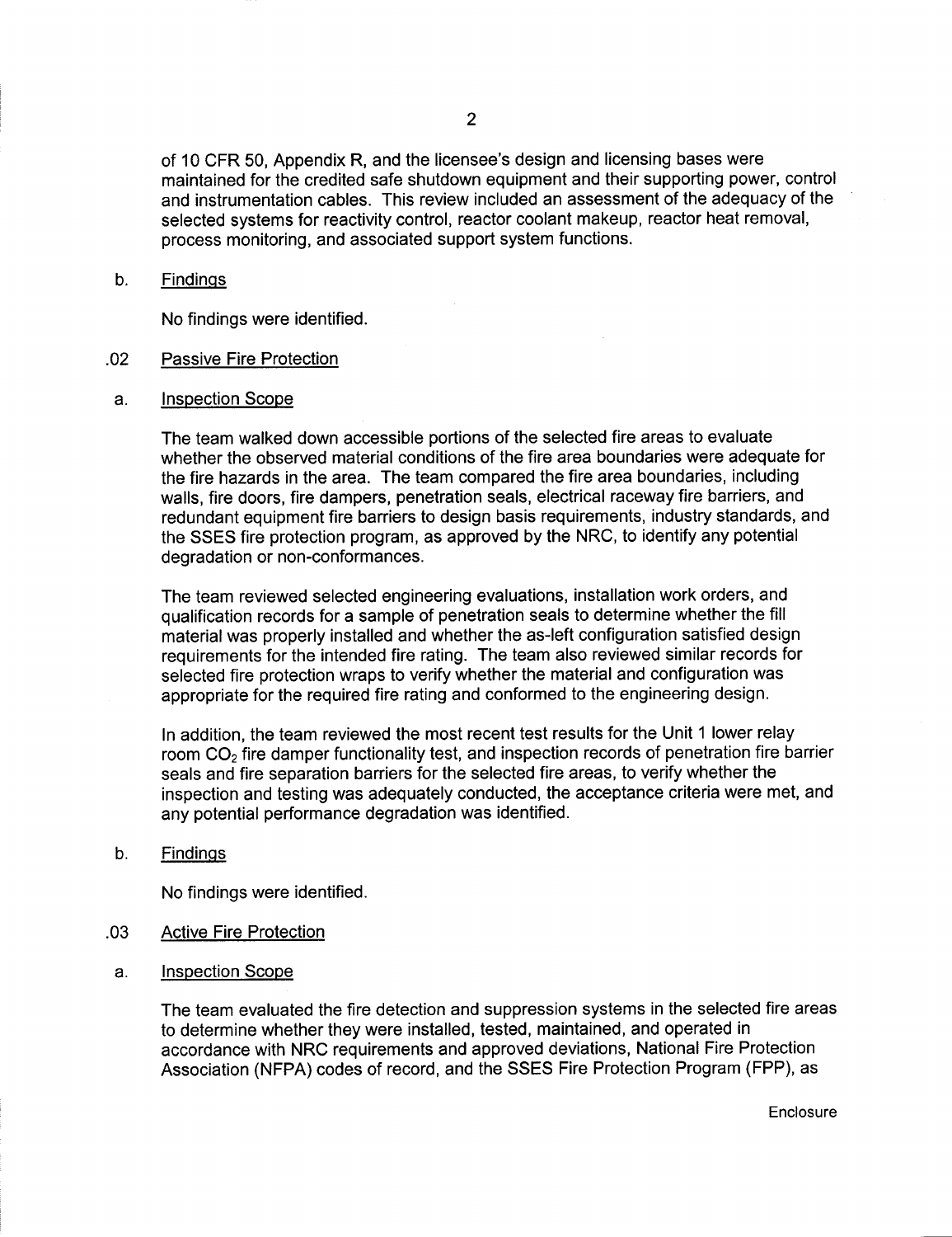of 10 CFR 50, Appendix R, and the licensee's design and licensing bases were maintained for the credited safe shutdown equipment and their supporting power, control and instrumentation cables. This review included an assessment of the adequacy of the selected systems for reactivity control, reactor coolant makeup, reactor heat removal, process monitoring, and associated support system functions.

b. Findings

No findings were identified.

.02 Passive Fire Protection

a. Inspection Scope

The team walked down accessible portions of the selected fire areas to evaluate whether the observed material conditions of the fire area boundaries were adequate for the fire hazards in the area. The team compared the fire area boundaries, including walls, fire doors, fire dampers, penetration seals, electrical raceway fire barriers, and redundant equipment fire barriers to design basis requirements, industry standards, and the SSES fire protection program, as approved by the NRC, to identify any potential degradation or non-conformances.

The team reviewed selected engineering evaluations, installation work orders, and qualification records for a sample of penetration seals to determine whether the fill material was properly installed and whether the as-left configuration satisfied design requirements for the intended fire rating. The team also reviewed similar records for selected fire protection wraps to verify whether the material and configuration was appropriate for the required fire rating and conformed to the engineering design.

In addition, the team reviewed the most recent test results for the Unit 1 lower relay room $CO_2$ fire damper functionality test, and inspection records of penetration fire barrier seals and fire separation barriers for the selected fire areas, to verify whether the inspection and testing was adequately conducted, the acceptance criteria were met, and any potential performance degradation was identified.

b. Findings

No findings were identified.

.03 Active Fire Protection

a. Inspection Scope

The team evaluated the fire detection and suppression systems in the selected fire areas to determine whether they were installed, tested, maintained, and operated in accordance with NRC requirements and approved deviations, National Fire Protection Association (NFPA) codes of record, and the SSES Fire Protection Program (FPP), as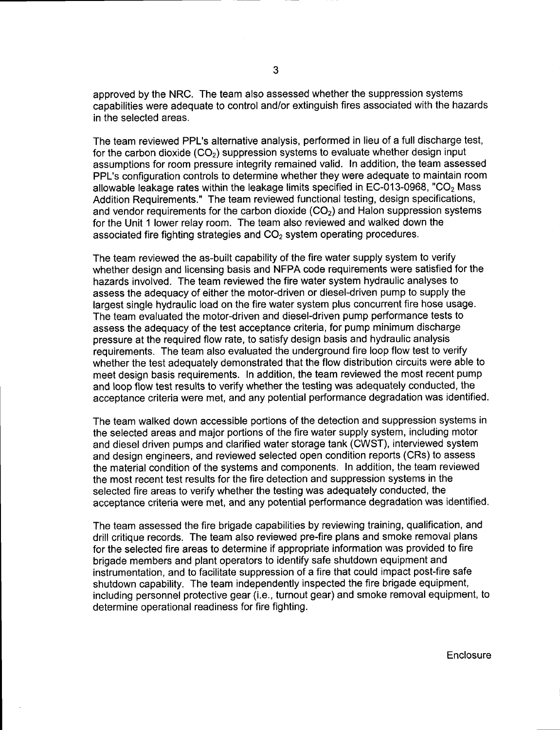approved by the NRC. The team also assessed whether the suppression systems capabilities were adequate to control and/or extinguish fires associated with the hazards in the selected areas.

The team reviewed PPL's alternative analysis, performed in lieu of a full discharge test, for the carbon dioxide ($CO_2$) suppression systems to evaluate whether design input assumptions for room pressure integrity remained valid. In addition, the team assessed PPL's configuration controls to determine whether they were adequate to maintain room allowable leakage rates within the leakage limits specified in EC-013-0968, "$CO_2$ Mass Addition Requirements." The team reviewed functional testing, design specifications, and vendor requirements for the carbon dioxide ($CO_2$) and Halon suppression systems for the Unit 1 lower relay room. The team also reviewed and walked down the associated fire fighting strategies and $CO_2$ system operating procedures.

The team reviewed the as-built capability of the fire water supply system to verify whether design and licensing basis and NFPA code requirements were satisfied for the hazards involved. The team reviewed the fire water system hydraulic analyses to assess the adequacy of either the motor-driven or diesel-driven pump to supply the largest single hydraulic load on the fire water system plus concurrent fire hose usage. The team evaluated the motor-driven and diesel-driven pump performance tests to assess the adequacy of the test acceptance criteria, for pump minimum discharge pressure at the required flow rate, to satisfy design basis and hydraulic analysis requirements. The team also evaluated the underground fire loop flow test to verify whether the test adequately demonstrated that the flow distribution circuits were able to meet design basis requirements. In addition, the team reviewed the most recent pump and loop flow test results to verify whether the testing was adequately conducted, the acceptance criteria were met, and any potential performance degradation was identified.

The team walked down accessible portions of the detection and suppression systems in the selected areas and major portions of the fire water supply system, including motor and diesel driven pumps and clarified water storage tank (CWST), interviewed system and design engineers, and reviewed selected open condition reports (CRs) to assess the material condition of the systems and components. In addition, the team reviewed the most recent test results for the fire detection and suppression systems in the selected fire areas to verify whether the testing was adequately conducted, the acceptance criteria were met, and any potential performance degradation was identified.

The team assessed the fire brigade capabilities by reviewing training, qualification, and drill critique records. The team also reviewed pre-fire plans and smoke removal plans for the selected fire areas to determine if appropriate information was provided to fire brigade members and plant operators to identify safe shutdown equipment and instrumentation, and to facilitate suppression of a fire that could impact post-fire safe shutdown capability. The team independently inspected the fire brigade equipment, including personnel protective gear (i.e., turnout gear) and smoke removal equipment, to determine operational readiness for fire fighting.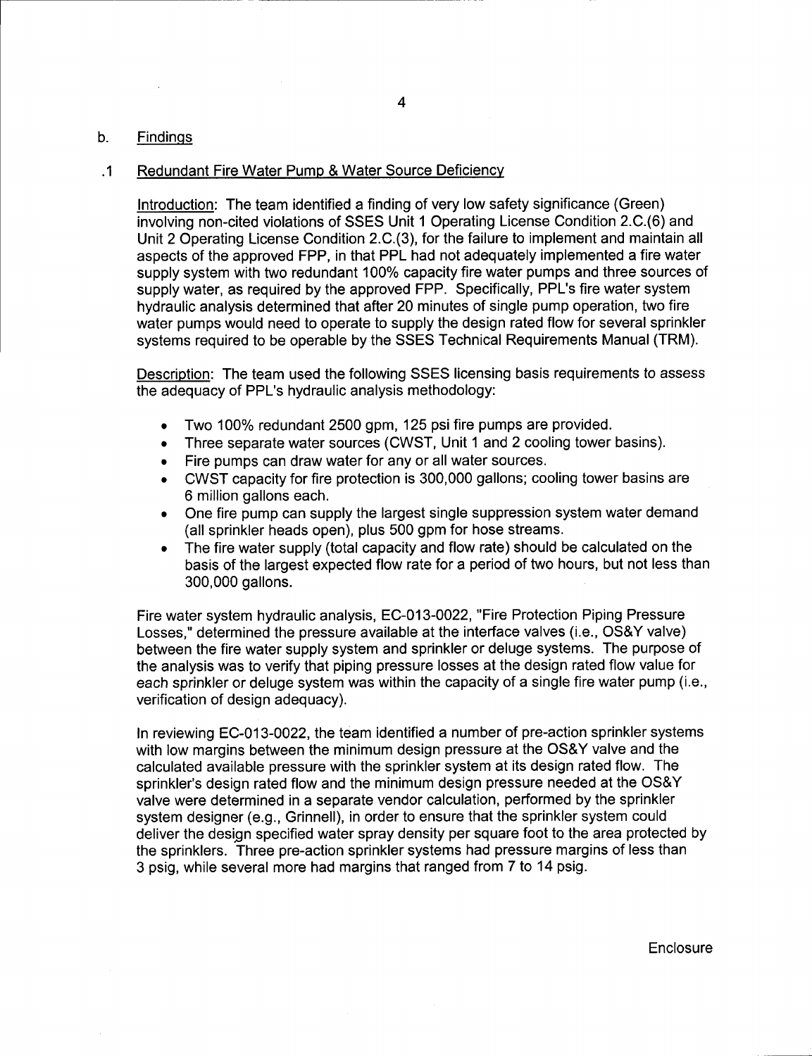## b. Findings

### .1 Redundant Fire Water Pump & Water Source Deficiency

Introduction: The team identified a finding of very low safety significance (Green) involving non-cited violations of SSES Unit 1 Operating License Condition 2.C.(6) and Unit 2 Operating License Condition 2.C.(3), for the failure to implement and maintain all aspects of the approved FPP, in that PPL had not adequately implemented a fire water supply system with two redundant 100% capacity fire water pumps and three sources of supply water, as required by the approved FPP. Specifically, PPL's fire water system hydraulic analysis determined that after 20 minutes of single pump operation, two fire water pumps would need to operate to supply the design rated flow for several sprinkler systems required to be operable by the SSES Technical Requirements Manual (TRM).

Description: The team used the following SSES licensing basis requirements to assess the adequacy of PPL's hydraulic analysis methodology:

- Two 100% redundant 2500 gpm, 125 psi fire pumps are provided.
- Three separate water sources (CWST, Unit 1 and 2 cooling tower basins).
- Fire pumps can draw water for any or all water sources.
- CWST capacity for fire protection is 300,000 gallons; cooling tower basins are 6 million gallons each.
- One fire pump can supply the largest single suppression system water demand (all sprinkler heads open), plus 500 gpm for hose streams.
- The fire water supply (total capacity and flow rate) should be calculated on the basis of the largest expected flow rate for a period of two hours, but not less than 300,000 gallons.

Fire water system hydraulic analysis, EC-013-0022, "Fire Protection Piping Pressure Losses," determined the pressure available at the interface valves (i.e., OS&Y valve) between the fire water supply system and sprinkler or deluge systems. The purpose of the analysis was to verify that piping pressure losses at the design rated flow value for each sprinkler or deluge system was within the capacity of a single fire water pump (i.e., verification of design adequacy).

In reviewing EC-013-0022, the team identified a number of pre-action sprinkler systems with low margins between the minimum design pressure at the OS&Y valve and the calculated available pressure with the sprinkler system at its design rated flow. The sprinkler's design rated flow and the minimum design pressure needed at the OS&Y valve were determined in a separate vendor calculation, performed by the sprinkler system designer (e.g., Grinnell), in order to ensure that the sprinkler system could deliver the design specified water spray density per square foot to the area protected by the sprinklers. Three pre-action sprinkler systems had pressure margins of less than 3 psig, while several more had margins that ranged from 7 to 14 psig.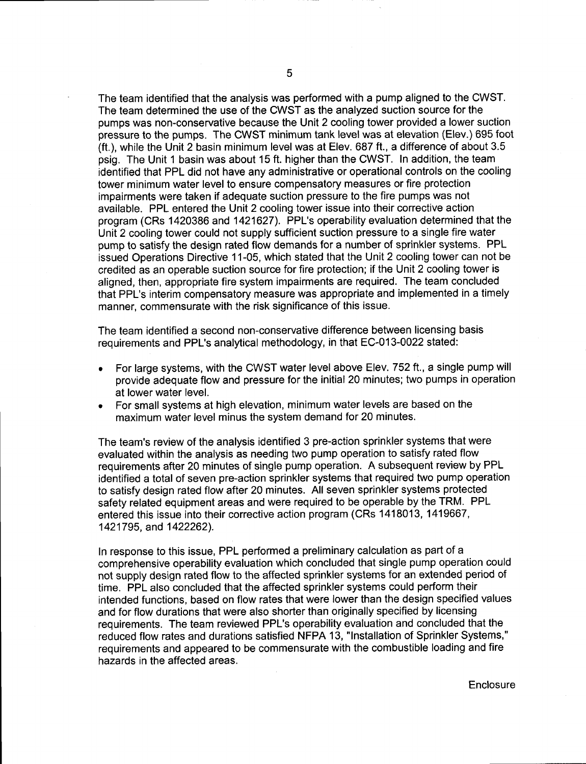The team identified that the analysis was performed with a pump aligned to the CWST. The team determined the use of the CWST as the analyzed suction source for the pumps was non-conservative because the Unit 2 cooling tower provided a lower suction pressure to the pumps. The CWST minimum tank level was at elevation (Elev.) 695 foot (ft.), while the Unit 2 basin minimum level was at Elev. 687 ft., a difference of about 3.5 psig. The Unit 1 basin was about 15 ft. higher than the CWST. In addition, the team identified that PPL did not have any administrative or operational controls on the cooling tower minimum water level to ensure compensatory measures or fire protection impairments were taken if adequate suction pressure to the fire pumps was not available. PPL entered the Unit 2 cooling tower issue into their corrective action program (CRs 1420386 and 1421627). PPL's operability evaluation determined that the Unit 2 cooling tower could not supply sufficient suction pressure to a single fire water pump to satisfy the design rated flow demands for a number of sprinkler systems. PPL issued Operations Directive 11-05, which stated that the Unit 2 cooling tower can not be credited as an operable suction source for fire protection; if the Unit 2 cooling tower is aligned, then, appropriate fire system impairments are required. The team concluded that PPL's interim compensatory measure was appropriate and implemented in a timely manner, commensurate with the risk significance of this issue.

The team identified a second non-conservative difference between licensing basis requirements and PPL's analytical methodology, in that EC-013-0022 stated:

- For large systems, with the CWST water level above Elev. 752 ft., a single pump will provide adequate flow and pressure for the initial 20 minutes; two pumps in operation at lower water level.
- For small systems at high elevation, minimum water levels are based on the maximum water level minus the system demand for 20 minutes.

The team's review of the analysis identified 3 pre-action sprinkler systems that were evaluated within the analysis as needing two pump operation to satisfy rated flow requirements after 20 minutes of single pump operation. A subsequent review by PPL identified a total of seven pre-action sprinkler systems that required two pump operation to satisfy design rated flow after 20 minutes. All seven sprinkler systems protected safety related equipment areas and were required to be operable by the TRM. PPL entered this issue into their corrective action program (CRs 1418013, 1419667, 1421795, and 1422262).

In response to this issue, PPL performed a preliminary calculation as part of a comprehensive operability evaluation which concluded that single pump operation could not supply design rated flow to the affected sprinkler systems for an extended period of time. PPL also concluded that the affected sprinkler systems could perform their intended functions, based on flow rates that were lower than the design specified values and for flow durations that were also shorter than originally specified by licensing requirements. The team reviewed PPL's operability evaluation and concluded that the reduced flow rates and durations satisfied NFPA 13, "Installation of Sprinkler Systems," requirements and appeared to be commensurate with the combustible loading and fire hazards in the affected areas.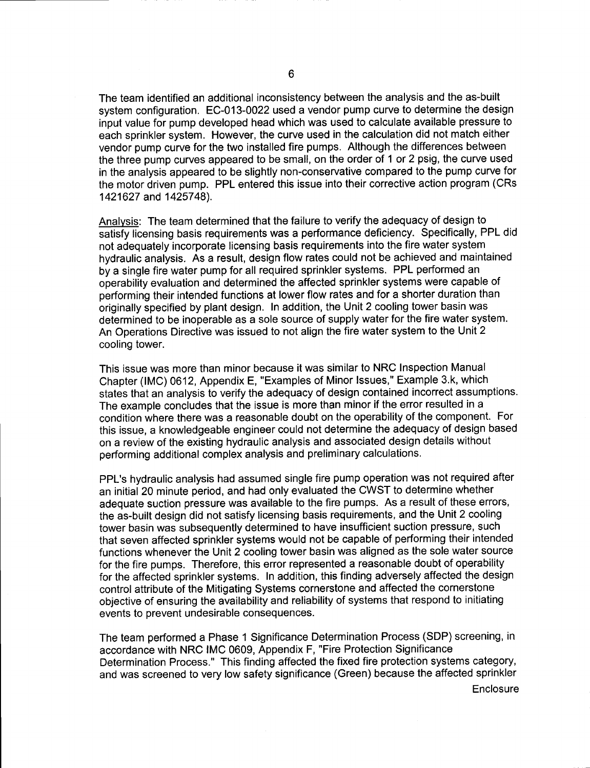The team identified an additional inconsistency between the analysis and the as-built system configuration. EC-013-0022 used a vendor pump curve to determine the design input value for pump developed head which was used to calculate available pressure to each sprinkler system. However, the curve used in the calculation did not match either vendor pump curve for the two installed fire pumps. Although the differences between the three pump curves appeared to be small, on the order of 1 or 2 psig, the curve used in the analysis appeared to be slightly non-conservative compared to the pump curve for the motor driven pump. PPL entered this issue into their corrective action program (CRs 1421627 and 1425748).

Analysis: The team determined that the failure to verify the adequacy of design to satisfy licensing basis requirements was a performance deficiency. Specifically, PPL did not adequately incorporate licensing basis requirements into the fire water system hydraulic analysis. As a result, design flow rates could not be achieved and maintained by a single fire water pump for all required sprinkler systems. PPL performed an operability evaluation and determined the affected sprinkler systems were capable of performing their intended functions at lower flow rates and for a shorter duration than originally specified by plant design. In addition, the Unit 2 cooling tower basin was determined to be inoperable as a sole source of supply water for the fire water system. An Operations Directive was issued to not align the fire water system to the Unit 2 cooling tower.

This issue was more than minor because it was similar to NRC Inspection Manual Chapter (IMC) 0612, Appendix E, "Examples of Minor Issues," Example 3.k, which states that an analysis to verify the adequacy of design contained incorrect assumptions. The example concludes that the issue is more than minor if the error resulted in a condition where there was a reasonable doubt on the operability of the component. For this issue, a knowledgeable engineer could not determine the adequacy of design based on a review of the existing hydraulic analysis and associated design details without performing additional complex analysis and preliminary calculations.

PPL's hydraulic analysis had assumed single fire pump operation was not required after an initial 20 minute period, and had only evaluated the CWST to determine whether adequate suction pressure was available to the fire pumps. As a result of these errors, the as-built design did not satisfy licensing basis requirements, and the Unit 2 cooling tower basin was subsequently determined to have insufficient suction pressure, such that seven affected sprinkler systems would not be capable of performing their intended functions whenever the Unit 2 cooling tower basin was aligned as the sole water source for the fire pumps. Therefore, this error represented a reasonable doubt of operability for the affected sprinkler systems. In addition, this finding adversely affected the design control attribute of the Mitigating Systems cornerstone and affected the cornerstone objective of ensuring the availability and reliability of systems that respond to initiating events to prevent undesirable consequences.

The team performed a Phase 1 Significance Determination Process (SDP) screening, in accordance with NRC IMC 0609, Appendix F, "Fire Protection Significance Determination Process." This finding affected the fixed fire protection systems category, and was screened to very low safety significance (Green) because the affected sprinkler